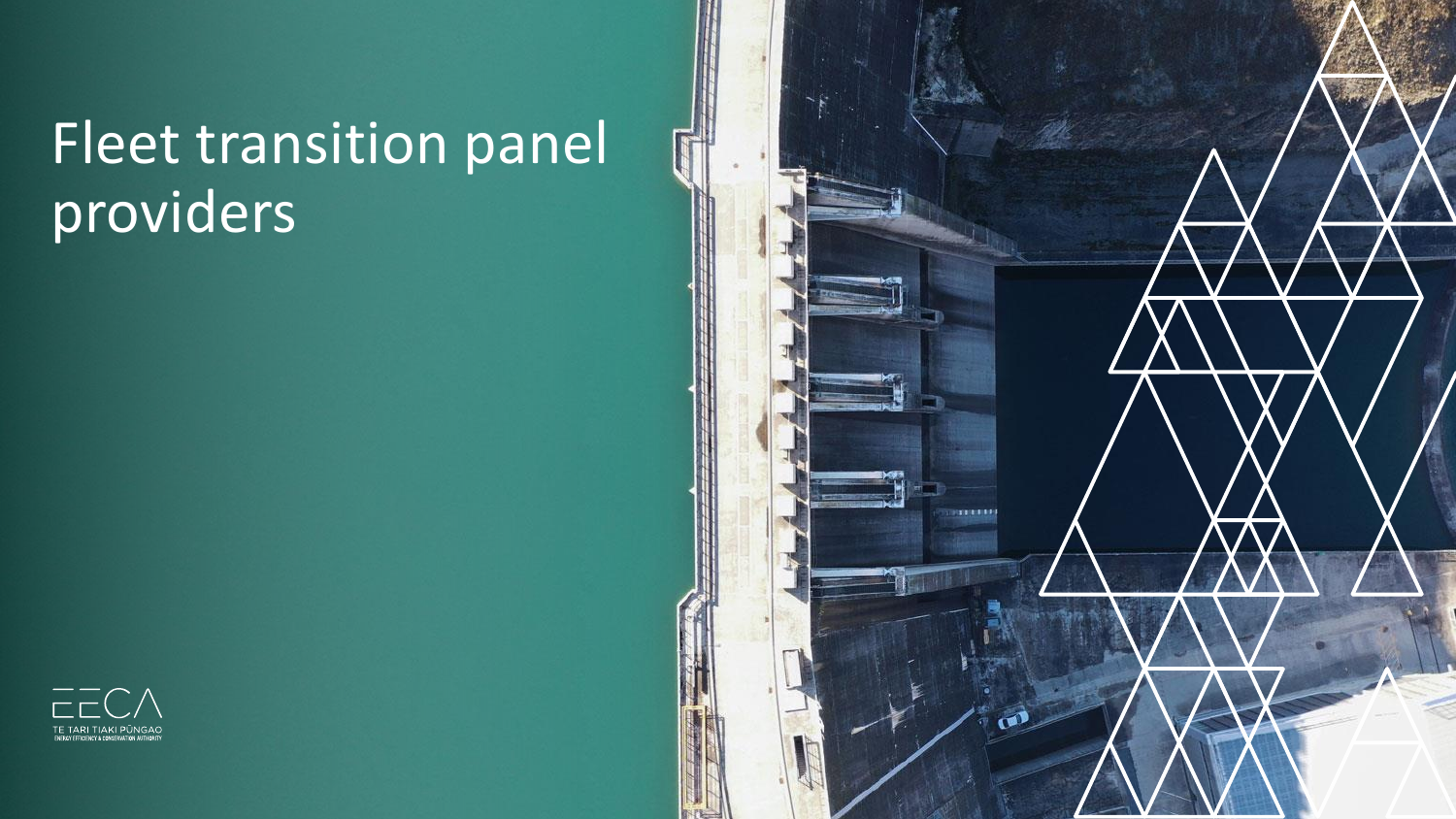# Fleet transition panel providers

EECA

TE TARI TIAKI PŪNGAO

ENERGY EFFICIENCY & CONSERVATION AUTHORITY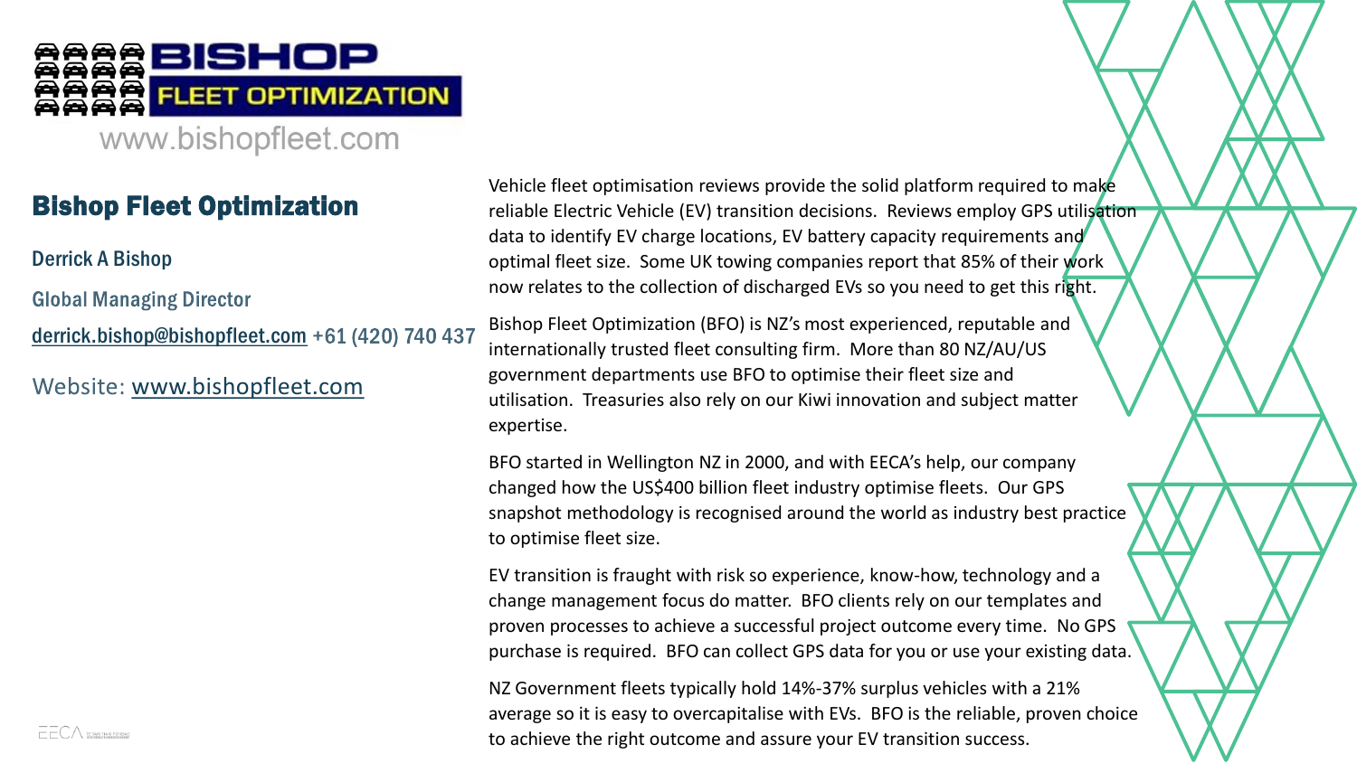BISHOP FLEET OPTIMIZATION

www.bishopfleet.com

## Bishop Fleet Optimization

Derrick A Bishop

Global Managing Director

derrick.bishop@bishopfleet.com +61 (420) 740 437

Website: www.bishopfleet.com

Vehicle fleet optimisation reviews provide the solid platform required to make reliable Electric Vehicle (EV) transition decisions. Reviews employ GPS utilisation data to identify EV charge locations, EV battery capacity requirements and optimal fleet size. Some UK towing companies report that 85% of their work now relates to the collection of discharged EVs so you need to get this right.

Bishop Fleet Optimization (BFO) is NZ's most experienced, reputable and internationally trusted fleet consulting firm. More than 80 NZ/AU/US government departments use BFO to optimise their fleet size and utilisation. Treasuries also rely on our Kiwi innovation and subject matter expertise.

BFO started in Wellington NZ in 2000, and with EECA's help, our company changed how the US$400 billion fleet industry optimise fleets. Our GPS snapshot methodology is recognised around the world as industry best practice to optimise fleet size.

EV transition is fraught with risk so experience, know-how, technology and a change management focus do matter. BFO clients rely on our templates and proven processes to achieve a successful project outcome every time. No GPS purchase is required. BFO can collect GPS data for you or use your existing data.

NZ Government fleets typically hold 14%-37% surplus vehicles with a 21% average so it is easy to overcapitalise with EVs. BFO is the reliable, proven choice to achieve the right outcome and assure your EV transition success.

EECA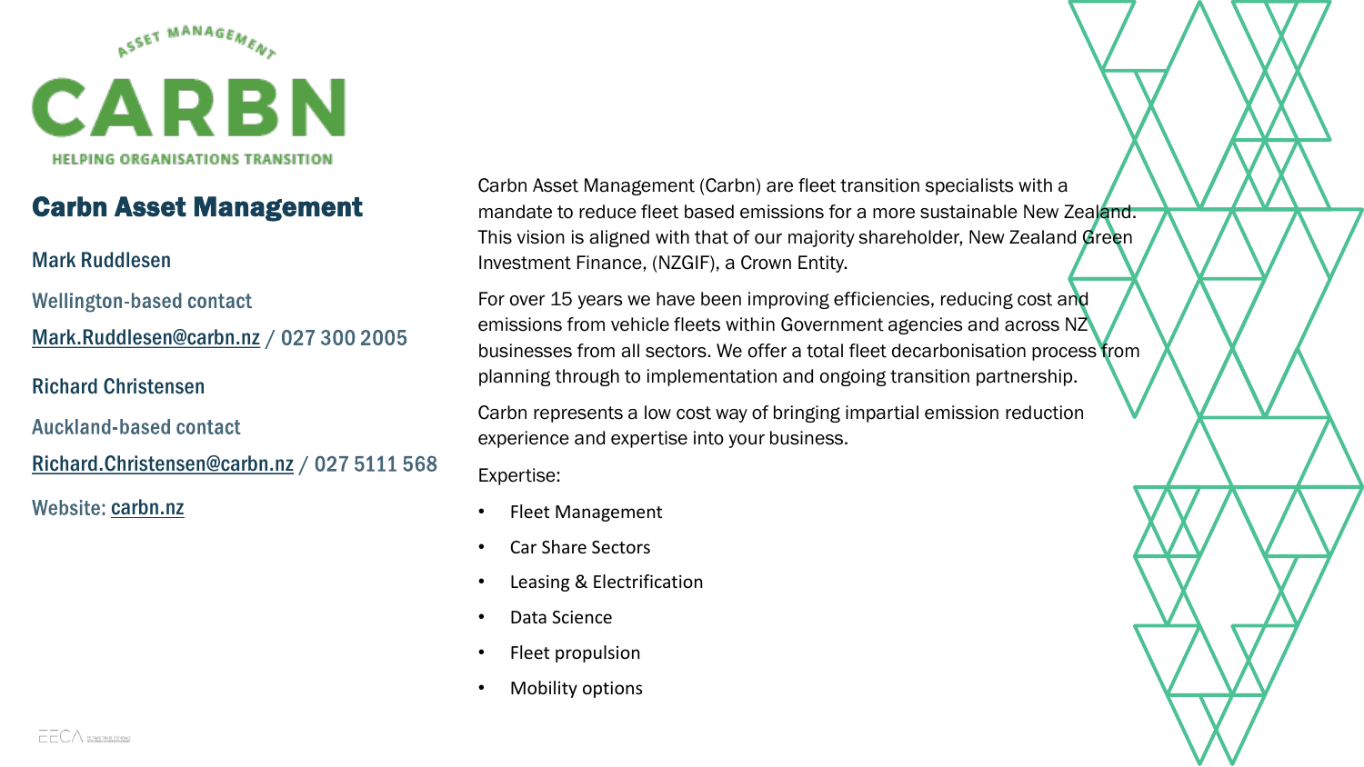# Carbn Asset Management

Mark Ruddlesen

Wellington-based contact

Mark.Ruddlesen@carbn.nz / 027 300 2005

Richard Christensen

Auckland-based contact

Richard.Christensen@carbn.nz / 027 5111 568

Website: carbn.nz

Carbn Asset Management (Carbn) are fleet transition specialists with a mandate to reduce fleet based emissions for a more sustainable New Zealand. This vision is aligned with that of our majority shareholder, New Zealand Green Investment Finance, (NZGIF), a Crown Entity.

For over 15 years we have been improving efficiencies, reducing cost and emissions from vehicle fleets within Government agencies and across NZ businesses from all sectors. We offer a total fleet decarbonisation process from planning through to implementation and ongoing transition partnership.

Carbn represents a low cost way of bringing impartial emission reduction experience and expertise into your business.

Expertise:

- Fleet Management
- Car Share Sectors
- Leasing & Electrification
- Data Science
- Fleet propulsion
- Mobility options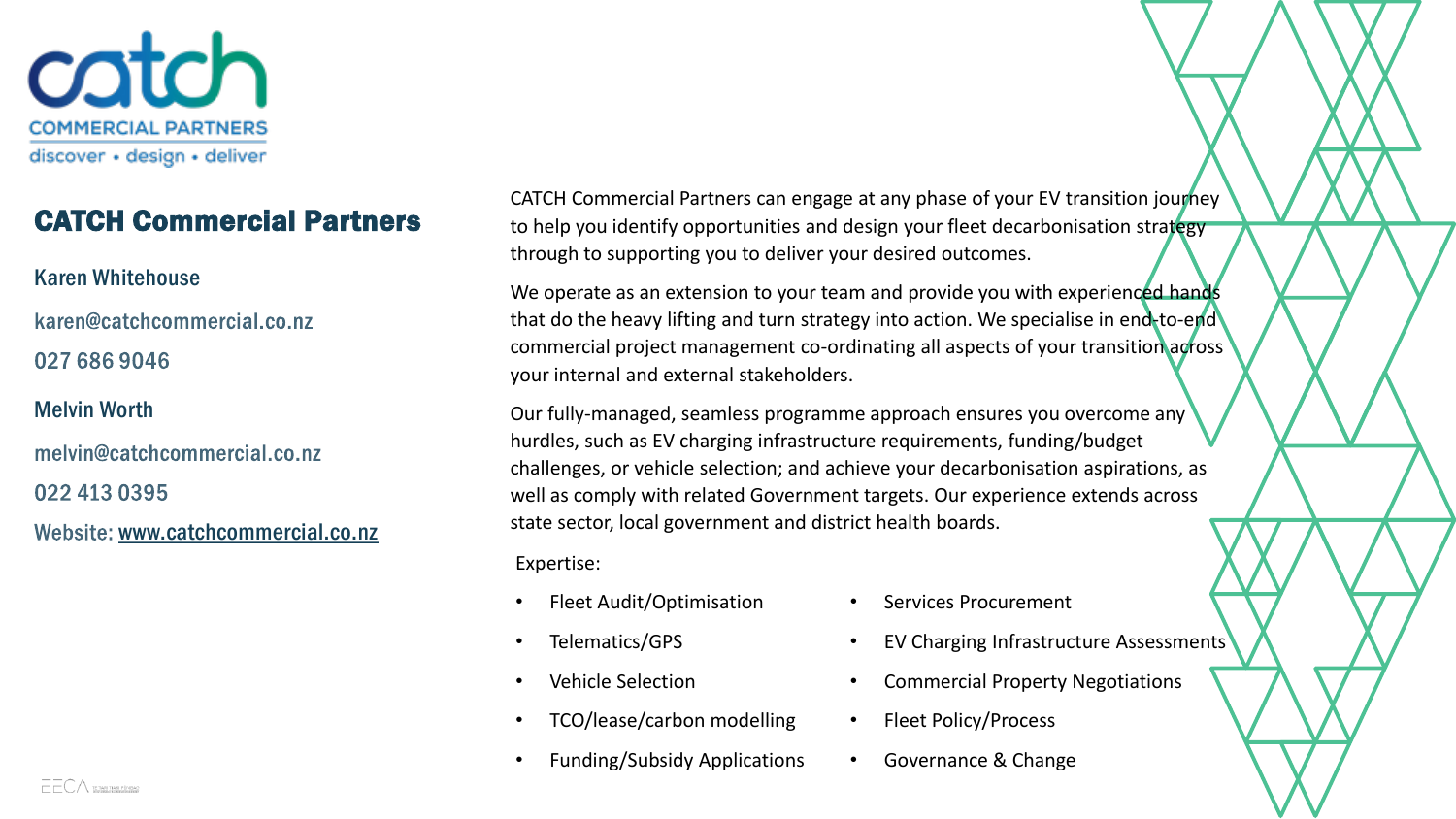## CATCH Commercial Partners

Karen Whitehouse

karen@catchcommercial.co.nz

027 686 9046

Melvin Worth

melvin@catchcommercial.co.nz

022 413 0395

Website: [www.catchcommercial.co.nz](http://www.catchcommercial.co.nz)

CATCH Commercial Partners can engage at any phase of your EV transition journey to help you identify opportunities and design your fleet decarbonisation strategy through to supporting you to deliver your desired outcomes.

We operate as an extension to your team and provide you with experienced hands that do the heavy lifting and turn strategy into action. We specialise in end-to-end commercial project management co-ordinating all aspects of your transition across your internal and external stakeholders.

Our fully-managed, seamless programme approach ensures you overcome any hurdles, such as EV charging infrastructure requirements, funding/budget challenges, or vehicle selection; and achieve your decarbonisation aspirations, as well as comply with related Government targets. Our experience extends across state sector, local government and district health boards.

Expertise:

- Fleet Audit/Optimisation
- Telematics/GPS
- Vehicle Selection
- TCO/lease/carbon modelling
- Funding/Subsidy Applications
- Services Procurement
- EV Charging Infrastructure Assessments
- Commercial Property Negotiations
- Fleet Policy/Process
- Governance & Change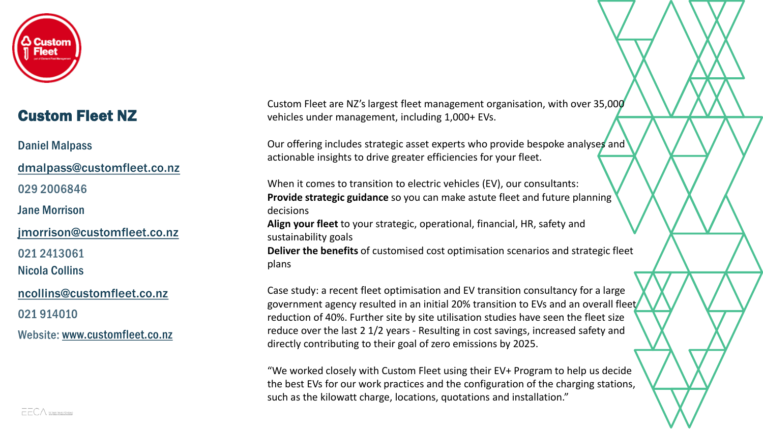## Custom Fleet NZ

Daniel Malpass

dmalpass@customfleet.co.nz

029 2006846

Jane Morrison

jmorrison@customfleet.co.nz

021 2413061

Nicola Collins

ncollins@customfleet.co.nz

021 914010

Website: www.customfleet.co.nz

Custom Fleet are NZ's largest fleet management organisation, with over 35,000 vehicles under management, including 1,000+ EVs.

Our offering includes strategic asset experts who provide bespoke analyses and actionable insights to drive greater efficiencies for your fleet.

When it comes to transition to electric vehicles (EV), our consultants:
**Provide strategic guidance** so you can make astute fleet and future planning decisions
**Align your fleet** to your strategic, operational, financial, HR, safety and sustainability goals
**Deliver the benefits** of customised cost optimisation scenarios and strategic fleet plans

Case study: a recent fleet optimisation and EV transition consultancy for a large government agency resulted in an initial 20% transition to EVs and an overall fleet reduction of 40%. Further site by site utilisation studies have seen the fleet size reduce over the last 2 1/2 years - Resulting in cost savings, increased safety and directly contributing to their goal of zero emissions by 2025.

"We worked closely with Custom Fleet using their EV+ Program to help us decide the best EVs for our work practices and the configuration of the charging stations, such as the kilowatt charge, locations, quotations and installation."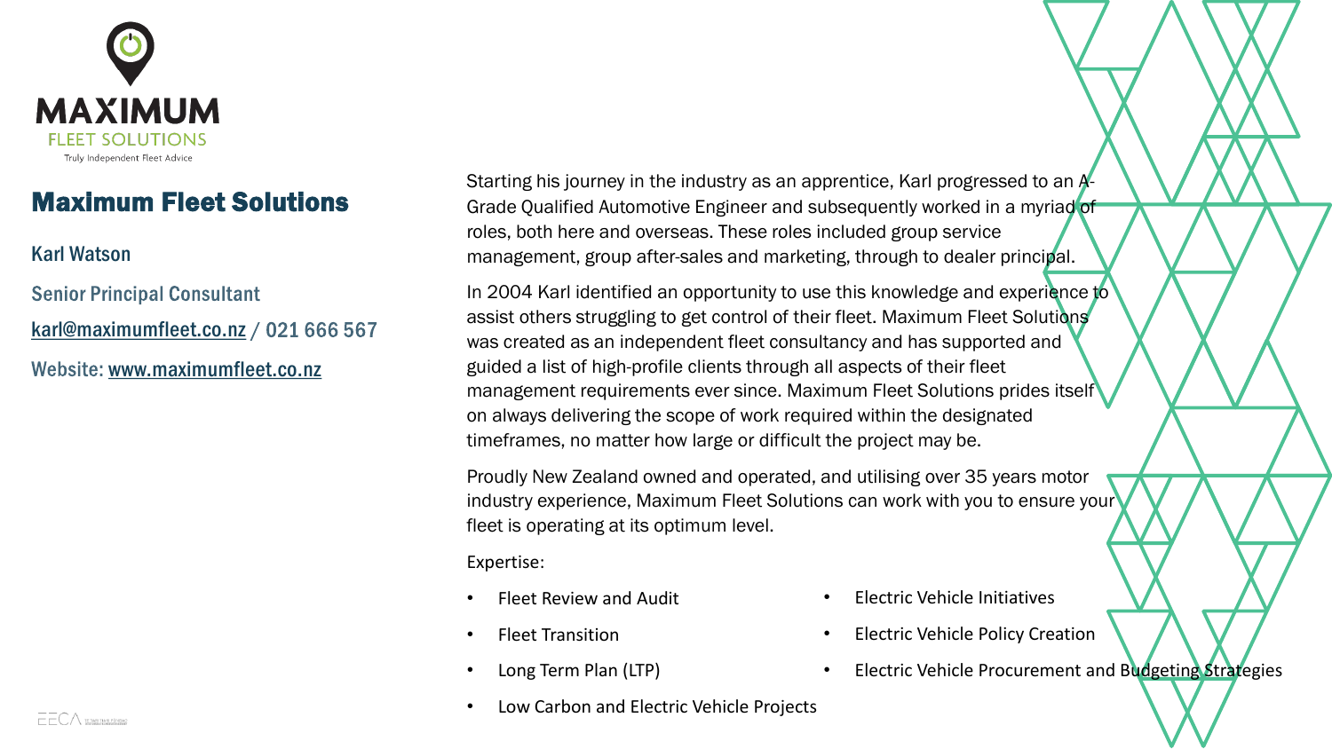MAXIMUM
FLEET SOLUTIONS
Truly Independent Fleet Advice

## Maximum Fleet Solutions

Karl Watson

Senior Principal Consultant

karl@maximumfleet.co.nz / 021 666 567

Website: www.maximumfleet.co.nz

Starting his journey in the industry as an apprentice, Karl progressed to an A-Grade Qualified Automotive Engineer and subsequently worked in a myriad of roles, both here and overseas. These roles included group service management, group after-sales and marketing, through to dealer principal.

In 2004 Karl identified an opportunity to use this knowledge and experience to assist others struggling to get control of their fleet. Maximum Fleet Solutions was created as an independent fleet consultancy and has supported and guided a list of high-profile clients through all aspects of their fleet management requirements ever since. Maximum Fleet Solutions prides itself on always delivering the scope of work required within the designated timeframes, no matter how large or difficult the project may be.

Proudly New Zealand owned and operated, and utilising over 35 years motor industry experience, Maximum Fleet Solutions can work with you to ensure your fleet is operating at its optimum level.

Expertise:

- Fleet Review and Audit
- Fleet Transition
- Long Term Plan (LTP)
- Low Carbon and Electric Vehicle Projects
- Electric Vehicle Initiatives
- Electric Vehicle Policy Creation
- Electric Vehicle Procurement and Budgeting Strategies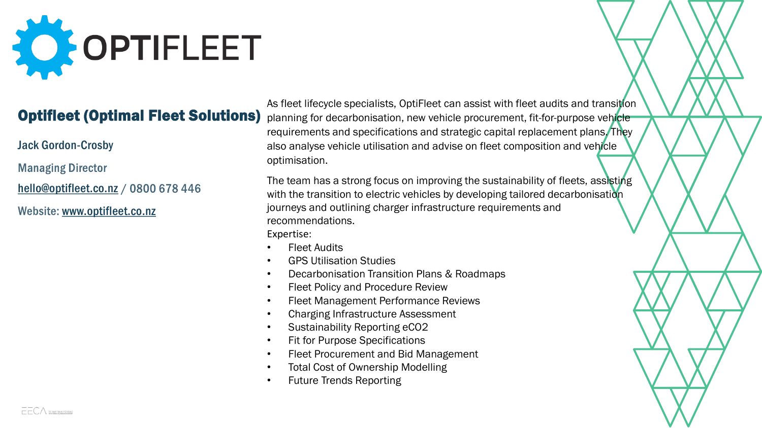# OPTIFLEET

## Optifleet (Optimal Fleet Solutions)

Jack Gordon-Crosby

Managing Director

hello@optifleet.co.nz / 0800 678 446

Website: www.optifleet.co.nz

As fleet lifecycle specialists, OptiFleet can assist with fleet audits and transition planning for decarbonisation, new vehicle procurement, fit-for-purpose vehicle requirements and specifications and strategic capital replacement plans. They also analyse vehicle utilisation and advise on fleet composition and vehicle optimisation.

The team has a strong focus on improving the sustainability of fleets, assisting with the transition to electric vehicles by developing tailored decarbonisation journeys and outlining charger infrastructure requirements and recommendations.

Expertise:

- Fleet Audits
- GPS Utilisation Studies
- Decarbonisation Transition Plans & Roadmaps
- Fleet Policy and Procedure Review
- Fleet Management Performance Reviews
- Charging Infrastructure Assessment
- Sustainability Reporting eCO2
- Fit for Purpose Specifications
- Fleet Procurement and Bid Management
- Total Cost of Ownership Modelling
- Future Trends Reporting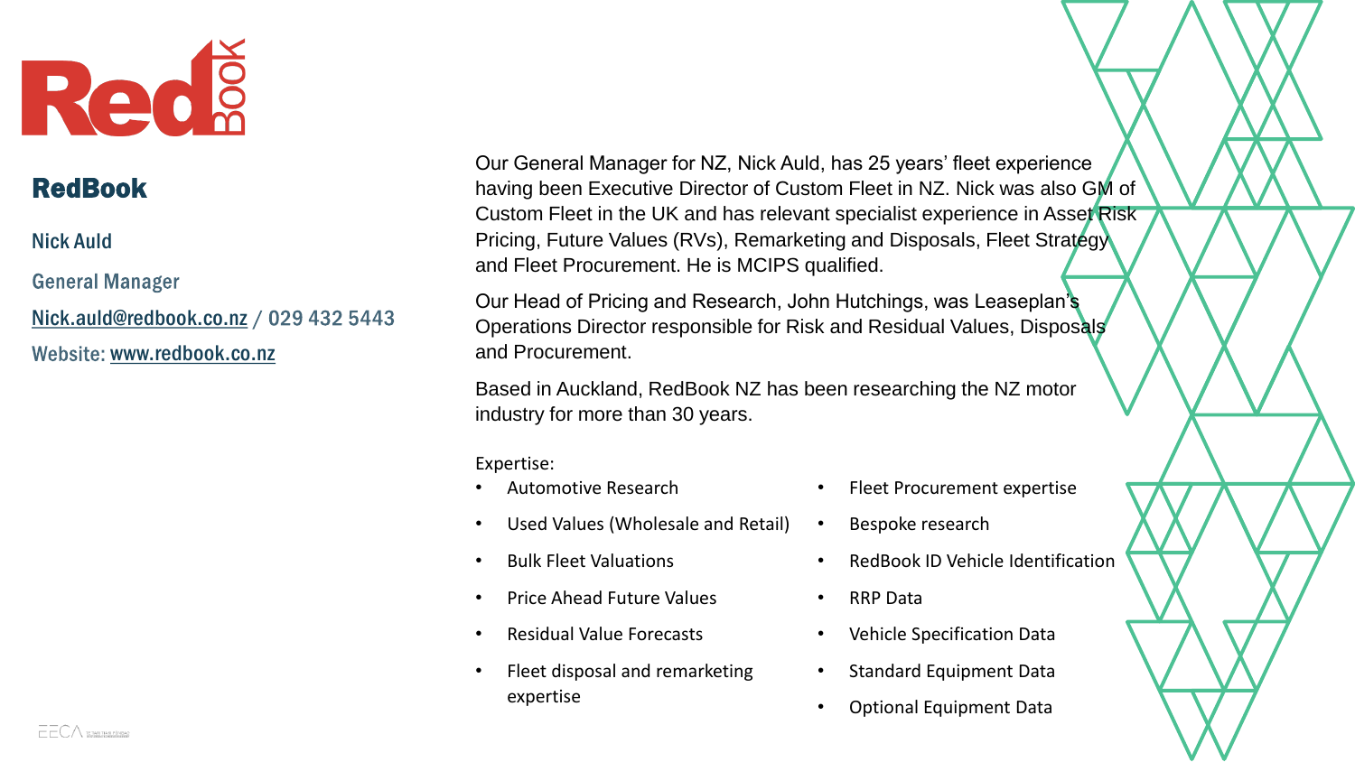## RedBook

Nick Auld

General Manager

Nick.auld@redbook.co.nz / 029 432 5443

Website: www.redbook.co.nz

Our General Manager for NZ, Nick Auld, has 25 years' fleet experience having been Executive Director of Custom Fleet in NZ. Nick was also GM of Custom Fleet in the UK and has relevant specialist experience in Asset Risk Pricing, Future Values (RVs), Remarketing and Disposals, Fleet Strategy and Fleet Procurement. He is MCIPS qualified.

Our Head of Pricing and Research, John Hutchings, was Leaseplan's Operations Director responsible for Risk and Residual Values, Disposals and Procurement.

Based in Auckland, RedBook NZ has been researching the NZ motor industry for more than 30 years.

Expertise:

- Automotive Research
- Used Values (Wholesale and Retail)
- Bulk Fleet Valuations
- Price Ahead Future Values
- Residual Value Forecasts
- Fleet disposal and remarketing expertise
- Fleet Procurement expertise
- Bespoke research
- RedBook ID Vehicle Identification
- RRP Data
- Vehicle Specification Data
- Standard Equipment Data
- Optional Equipment Data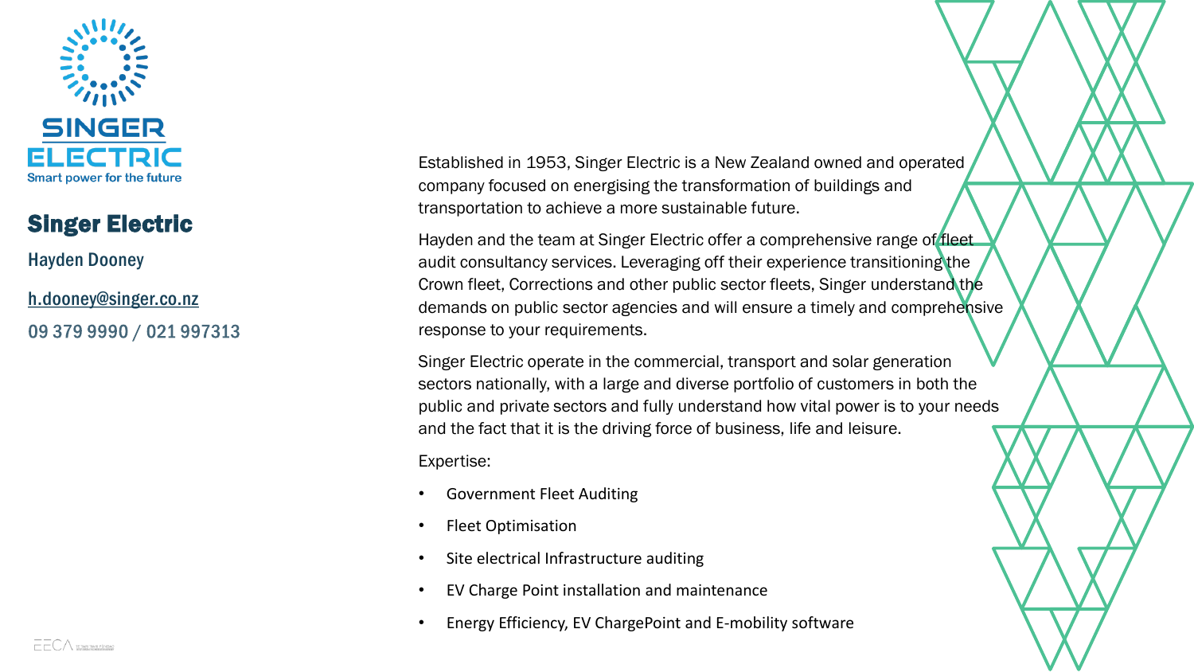SINGER ELECTRIC

Smart power for the future

## Singer Electric

Hayden Dooney

h.dooney@singer.co.nz

09 379 9990 / 021 997313

Established in 1953, Singer Electric is a New Zealand owned and operated company focused on energising the transformation of buildings and transportation to achieve a more sustainable future.

Hayden and the team at Singer Electric offer a comprehensive range of fleet audit consultancy services. Leveraging off their experience transitioning the Crown fleet, Corrections and other public sector fleets, Singer understand the demands on public sector agencies and will ensure a timely and comprehensive response to your requirements.

Singer Electric operate in the commercial, transport and solar generation sectors nationally, with a large and diverse portfolio of customers in both the public and private sectors and fully understand how vital power is to your needs and the fact that it is the driving force of business, life and leisure.

Expertise:

- Government Fleet Auditing
- Fleet Optimisation
- Site electrical Infrastructure auditing
- EV Charge Point installation and maintenance
- Energy Efficiency, EV ChargePoint and E-mobility software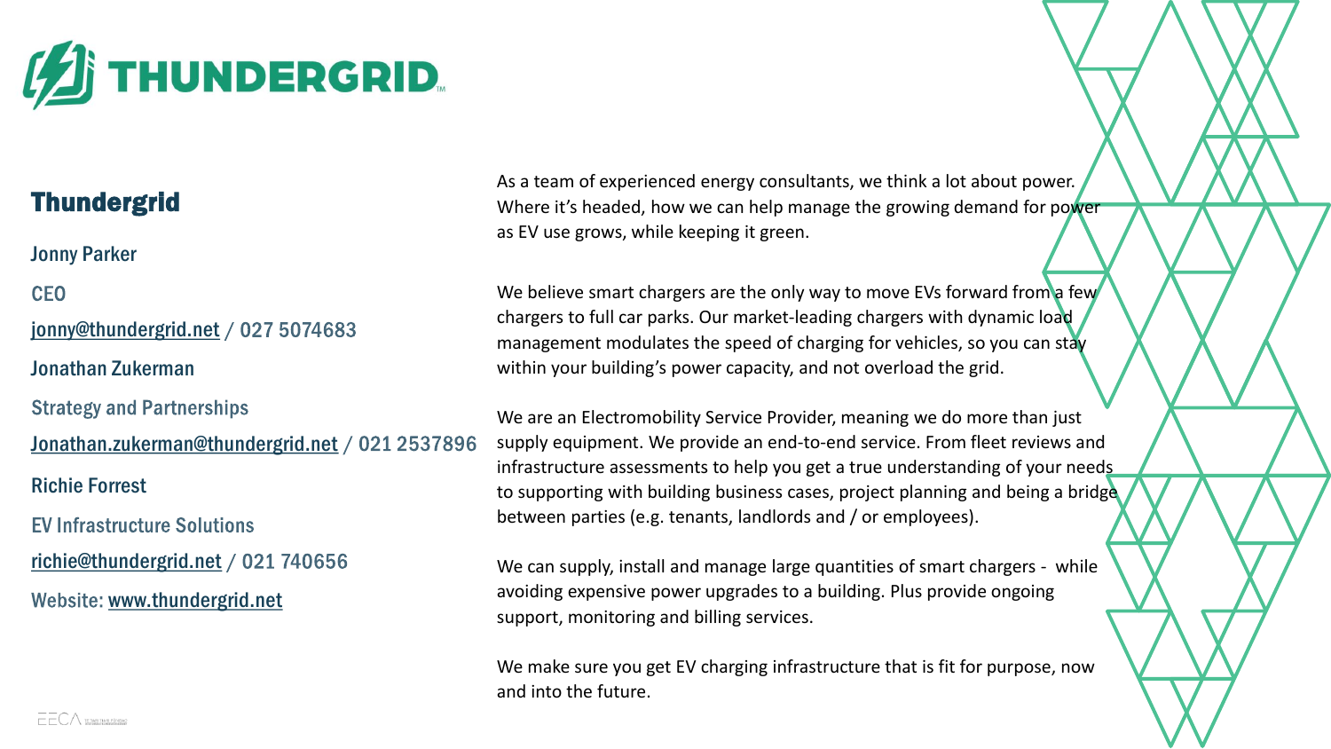# THUNDERGRID

## Thundergrid

Jonny Parker

CEO

jonny@thundergrid.net / 027 5074683

Jonathan Zukerman

Strategy and Partnerships

Jonathan.zukerman@thundergrid.net / 021 2537896

Richie Forrest

EV Infrastructure Solutions

richie@thundergrid.net / 021 740656

Website: www.thundergrid.net

As a team of experienced energy consultants, we think a lot about power. Where it's headed, how we can help manage the growing demand for power as EV use grows, while keeping it green.

We believe smart chargers are the only way to move EVs forward from a few chargers to full car parks. Our market-leading chargers with dynamic load management modulates the speed of charging for vehicles, so you can stay within your building's power capacity, and not overload the grid.

We are an Electromobility Service Provider, meaning we do more than just supply equipment. We provide an end-to-end service. From fleet reviews and infrastructure assessments to help you get a true understanding of your needs to supporting with building business cases, project planning and being a bridge between parties (e.g. tenants, landlords and / or employees).

We can supply, install and manage large quantities of smart chargers - while avoiding expensive power upgrades to a building. Plus provide ongoing support, monitoring and billing services.

We make sure you get EV charging infrastructure that is fit for purpose, now and into the future.